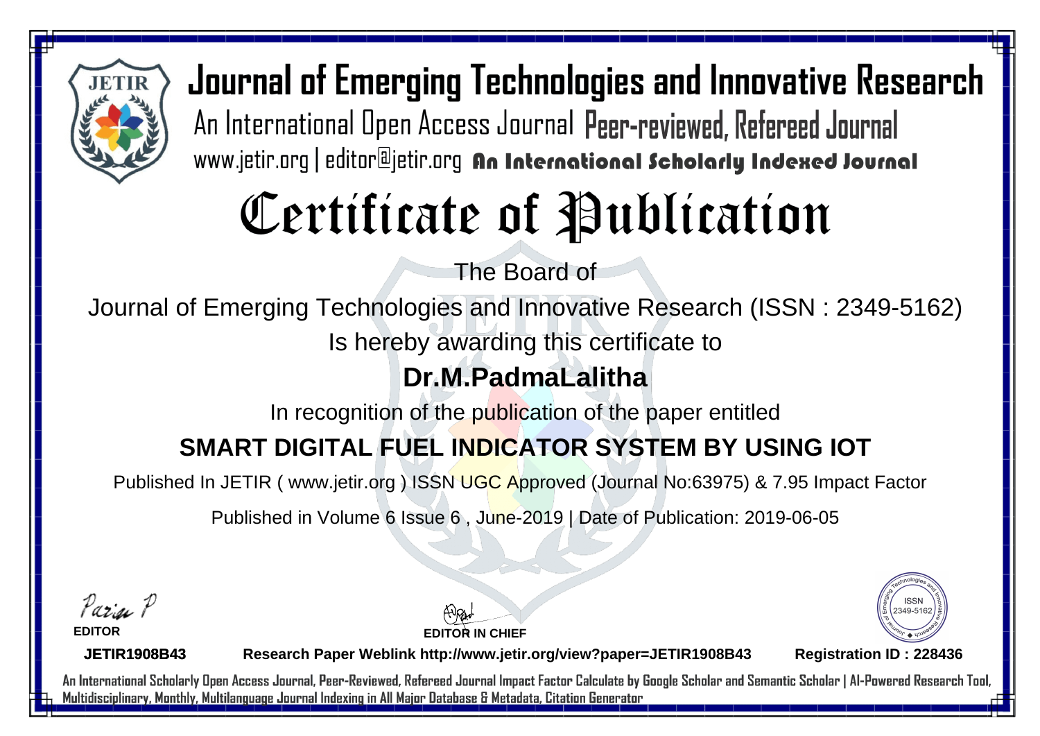# Journal of Emerging Technologies and Innovative Research

An International Open Access Journal Peer-reviewed, Refereed Journal

www.jetir.org | editor@jetir.org An International Scholarly Indexed Journal

# Certificate of Publication

The Board of

Journal of Emerging Technologies and Innovative Research (ISSN : 2349-5162)

Is hereby awarding this certificate to

## Dr.M.PadmaLalitha

In recognition of the publication of the paper entitled

## SMART DIGITAL FUEL INDICATOR SYSTEM BY USING IOT

Published In JETIR ( www.jetir.org ) ISSN UGC Approved (Journal No:63975) & 7.95 Impact Factor

Published in Volume 6 Issue 6 , June-2019 | Date of Publication: 2019-06-05

**EDITOR**

**EDITOR IN CHIEF**

ISSN 2349-5162

**JETIR1908B43**

**Research Paper Weblink http://www.jetir.org/view?paper=JETIR1908B43**

**Registration ID : 228436**

An International Scholarly Open Access Journal, Peer-Reviewed, Refereed Journal Impact Factor Calculate by Google Scholar and Semantic Scholar | AI-Powered Research Tool, Multidisciplinary, Monthly, Multilanguage Journal Indexing in All Major Database & Metadata, Citation Generator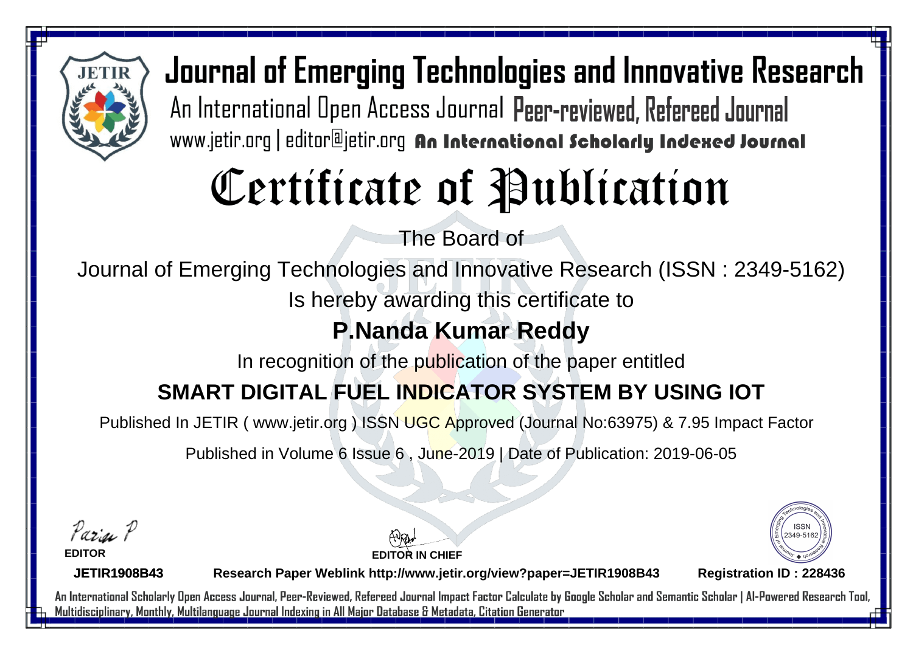# Journal of Emerging Technologies and Innovative Research

An International Open Access Journal Peer-reviewed, Refereed Journal

www.jetir.org | editor@jetir.org **An International Scholarly Indexed Journal**

# Certificate of Publication

The Board of

Journal of Emerging Technologies and Innovative Research (ISSN : 2349-5162)

Is hereby awarding this certificate to

## P.Nanda Kumar Reddy

In recognition of the publication of the paper entitled

## SMART DIGITAL FUEL INDICATOR SYSTEM BY USING IOT

Published In JETIR ( www.jetir.org ) ISSN UGC Approved (Journal No:63975) & 7.95 Impact Factor

Published in Volume 6 Issue 6 , June-2019 | Date of Publication: 2019-06-05

**EDITOR**

**EDITOR IN CHIEF**

ISSN 2349-5162

**JETIR1908B43** **Research Paper Weblink http://www.jetir.org/view?paper=JETIR1908B43** **Registration ID : 228436**

An International Scholarly Open Access Journal, Peer-Reviewed, Refereed Journal Impact Factor Calculate by Google Scholar and Semantic Scholar | AI-Powered Research Tool, Multidisciplinary, Monthly, Multilanguage Journal Indexing in All Major Database & Metadata, Citation Generator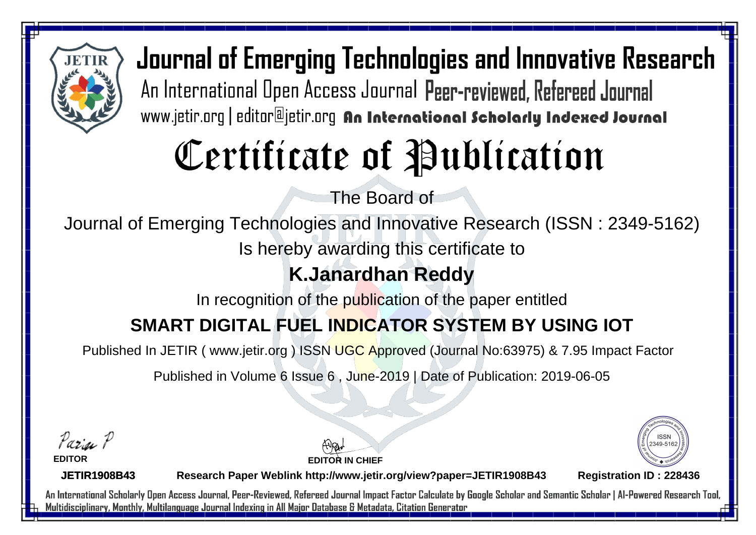# Journal of Emerging Technologies and Innovative Research

An International Open Access Journal Peer-reviewed, Refereed Journal

www.jetir.org | editor@jetir.org An International Scholarly Indexed Journal

# Certificate of Publication

The Board of

Journal of Emerging Technologies and Innovative Research (ISSN : 2349-5162)

Is hereby awarding this certificate to

## K.Janardhan Reddy

In recognition of the publication of the paper entitled

## SMART DIGITAL FUEL INDICATOR SYSTEM BY USING IOT

Published In JETIR ( www.jetir.org ) ISSN UGC Approved (Journal No:63975) & 7.95 Impact Factor

Published in Volume 6 Issue 6 , June-2019 | Date of Publication: 2019-06-05

**EDITOR**

**EDITOR IN CHIEF**

ISSN 2349-5162

**JETIR1908B43**

**Research Paper Weblink http://www.jetir.org/view?paper=JETIR1908B43**

**Registration ID : 228436**

An International Scholarly Open Access Journal, Peer-Reviewed, Refereed Journal Impact Factor Calculate by Google Scholar and Semantic Scholar | AI-Powered Research Tool, Multidisciplinary, Monthly, Multilanguage Journal Indexing in All Major Database & Metadata, Citation Generator